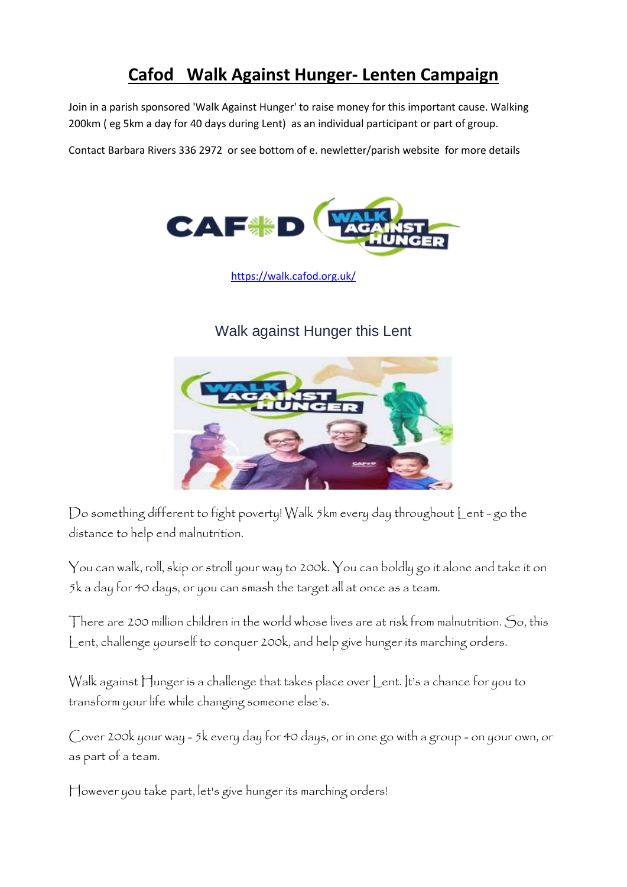# Cafod Walk Against Hunger- Lenten Campaign

Join in a parish sponsored 'Walk Against Hunger' to raise money for this important cause. Walking 200km ( eg 5km a day for 40 days during Lent) as an individual participant or part of group.

Contact Barbara Rivers 336 2972 or see bottom of e. newletter/parish website for more details

https://walk.cafod.org.uk/

## Walk against Hunger this Lent

Do something different to fight poverty! Walk 5km every day throughout Lent - go the distance to help end malnutrition.

You can walk, roll, skip or stroll your way to 200k. You can boldly go it alone and take it on 5k a day for 40 days, or you can smash the target all at once as a team.

There are 200 million children in the world whose lives are at risk from malnutrition. So, this Lent, challenge yourself to conquer 200k, and help give hunger its marching orders.

Walk against Hunger is a challenge that takes place over Lent. It's a chance for you to transform your life while changing someone else's.

Cover 200k your way - 5k every day for 40 days, or in one go with a group - on your own, or as part of a team.

However you take part, let's give hunger its marching orders!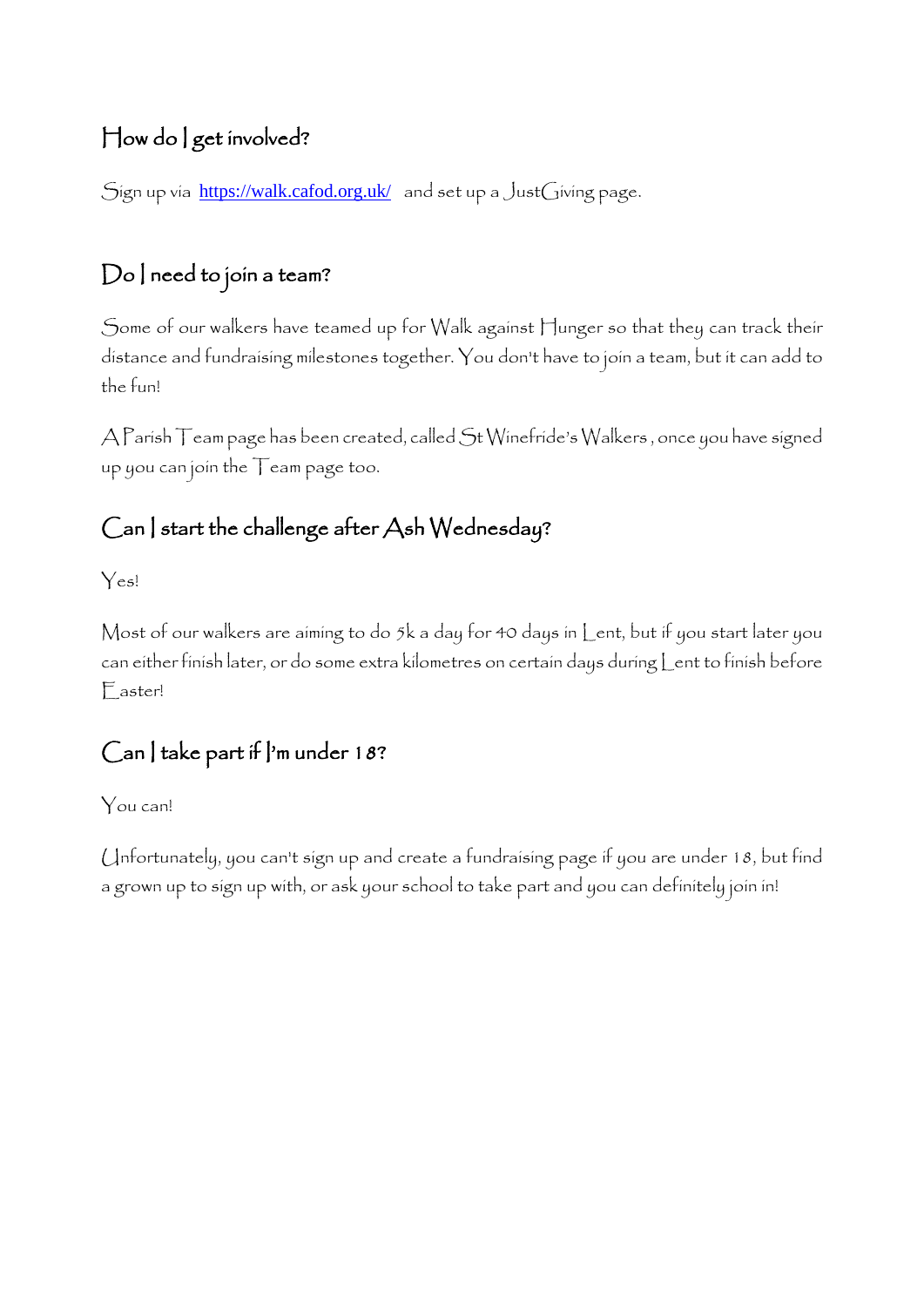## How do I get involved?

Sign up via https://walk.cafod.org.uk/ and set up a JustGiving page.

## Do I need to join a team?

Some of our walkers have teamed up for Walk against Hunger so that they can track their distance and fundraising milestones together. You don't have to join a team, but it can add to the fun!

A Parish Team page has been created, called St Winefride's Walkers , once you have signed up you can join the Team page too.

## Can I start the challenge after Ash Wednesday?

Yes!

Most of our walkers are aiming to do 5k a day for 40 days in Lent, but if you start later you can either finish later, or do some extra kilometres on certain days during Lent to finish before Easter!

## Can I take part if I'm under 18?

You can!

Unfortunately, you can't sign up and create a fundraising page if you are under 18, but find a grown up to sign up with, or ask your school to take part and you can definitely join in!